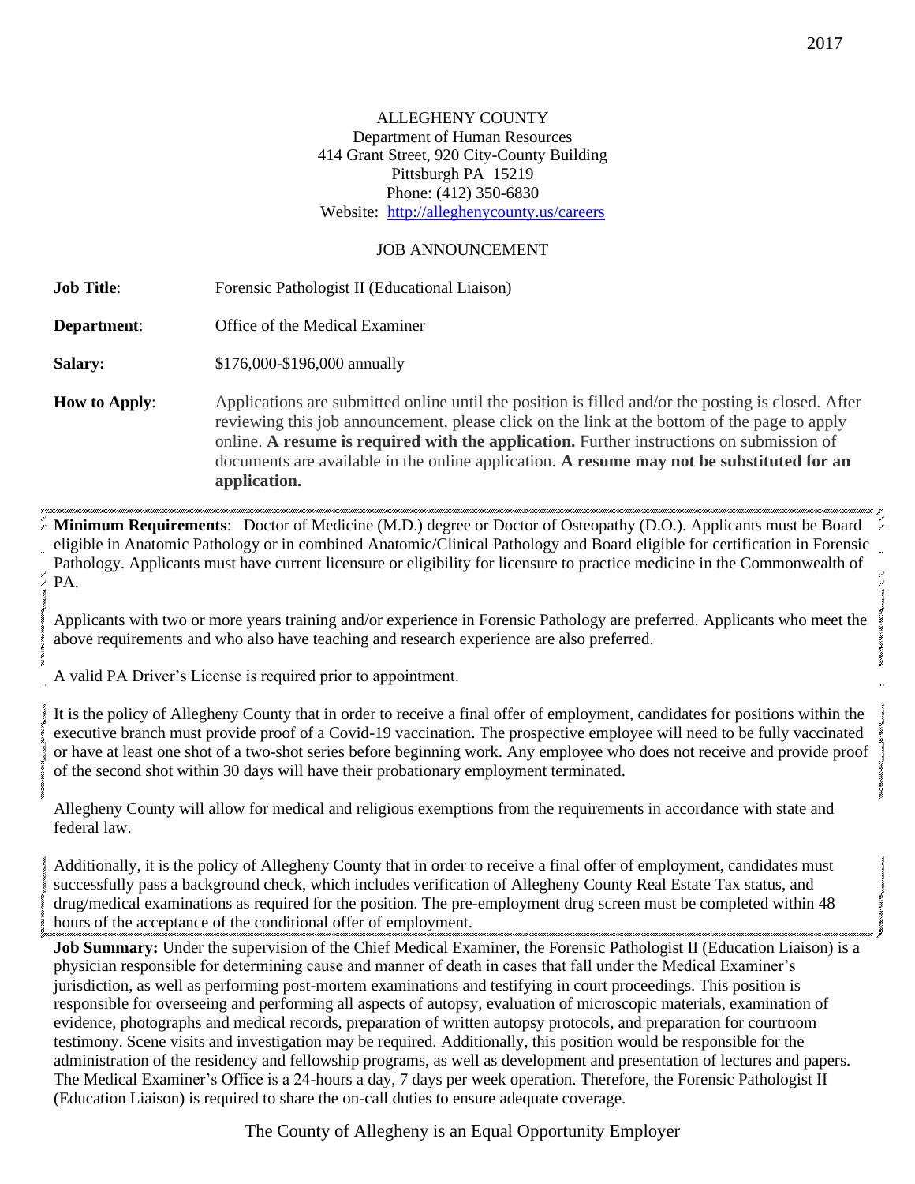ALLEGHENY COUNTY
Department of Human Resources
414 Grant Street, 920 City-County Building
Pittsburgh PA 15219
Phone: (412) 350-6830
Website: http://alleghenycounty.us/careers

JOB ANNOUNCEMENT

**Job Title**: Forensic Pathologist II (Educational Liaison)

**Department**: Office of the Medical Examiner

**Salary:** $176,000-$196,000 annually

**How to Apply**: Applications are submitted online until the position is filled and/or the posting is closed. After reviewing this job announcement, please click on the link at the bottom of the page to apply online. **A resume is required with the application.** Further instructions on submission of documents are available in the online application. **A resume may not be substituted for an application.**

**Minimum Requirements**: Doctor of Medicine (M.D.) degree or Doctor of Osteopathy (D.O.). Applicants must be Board eligible in Anatomic Pathology or in combined Anatomic/Clinical Pathology and Board eligible for certification in Forensic Pathology. Applicants must have current licensure or eligibility for licensure to practice medicine in the Commonwealth of PA.

Applicants with two or more years training and/or experience in Forensic Pathology are preferred. Applicants who meet the above requirements and who also have teaching and research experience are also preferred.

A valid PA Driver's License is required prior to appointment.

It is the policy of Allegheny County that in order to receive a final offer of employment, candidates for positions within the executive branch must provide proof of a Covid-19 vaccination. The prospective employee will need to be fully vaccinated or have at least one shot of a two-shot series before beginning work. Any employee who does not receive and provide proof of the second shot within 30 days will have their probationary employment terminated.

Allegheny County will allow for medical and religious exemptions from the requirements in accordance with state and federal law.

Additionally, it is the policy of Allegheny County that in order to receive a final offer of employment, candidates must successfully pass a background check, which includes verification of Allegheny County Real Estate Tax status, and drug/medical examinations as required for the position. The pre-employment drug screen must be completed within 48 hours of the acceptance of the conditional offer of employment.

**Job Summary:** Under the supervision of the Chief Medical Examiner, the Forensic Pathologist II (Education Liaison) is a physician responsible for determining cause and manner of death in cases that fall under the Medical Examiner's jurisdiction, as well as performing post-mortem examinations and testifying in court proceedings. This position is responsible for overseeing and performing all aspects of autopsy, evaluation of microscopic materials, examination of evidence, photographs and medical records, preparation of written autopsy protocols, and preparation for courtroom testimony. Scene visits and investigation may be required. Additionally, this position would be responsible for the administration of the residency and fellowship programs, as well as development and presentation of lectures and papers. The Medical Examiner's Office is a 24-hours a day, 7 days per week operation. Therefore, the Forensic Pathologist II (Education Liaison) is required to share the on-call duties to ensure adequate coverage.

The County of Allegheny is an Equal Opportunity Employer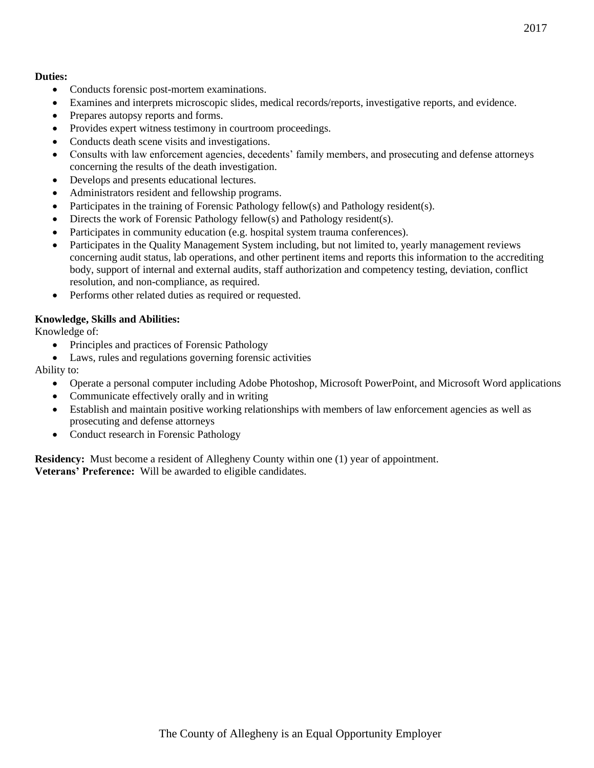**Duties:**

- Conducts forensic post-mortem examinations.
- Examines and interprets microscopic slides, medical records/reports, investigative reports, and evidence.
- Prepares autopsy reports and forms.
- Provides expert witness testimony in courtroom proceedings.
- Conducts death scene visits and investigations.
- Consults with law enforcement agencies, decedents' family members, and prosecuting and defense attorneys concerning the results of the death investigation.
- Develops and presents educational lectures.
- Administrators resident and fellowship programs.
- Participates in the training of Forensic Pathology fellow(s) and Pathology resident(s).
- Directs the work of Forensic Pathology fellow(s) and Pathology resident(s).
- Participates in community education (e.g. hospital system trauma conferences).
- Participates in the Quality Management System including, but not limited to, yearly management reviews concerning audit status, lab operations, and other pertinent items and reports this information to the accrediting body, support of internal and external audits, staff authorization and competency testing, deviation, conflict resolution, and non-compliance, as required.
- Performs other related duties as required or requested.

**Knowledge, Skills and Abilities:**

Knowledge of:

- Principles and practices of Forensic Pathology
- Laws, rules and regulations governing forensic activities

Ability to:

- Operate a personal computer including Adobe Photoshop, Microsoft PowerPoint, and Microsoft Word applications
- Communicate effectively orally and in writing
- Establish and maintain positive working relationships with members of law enforcement agencies as well as prosecuting and defense attorneys
- Conduct research in Forensic Pathology

**Residency:** Must become a resident of Allegheny County within one (1) year of appointment.
**Veterans' Preference:** Will be awarded to eligible candidates.

The County of Allegheny is an Equal Opportunity Employer